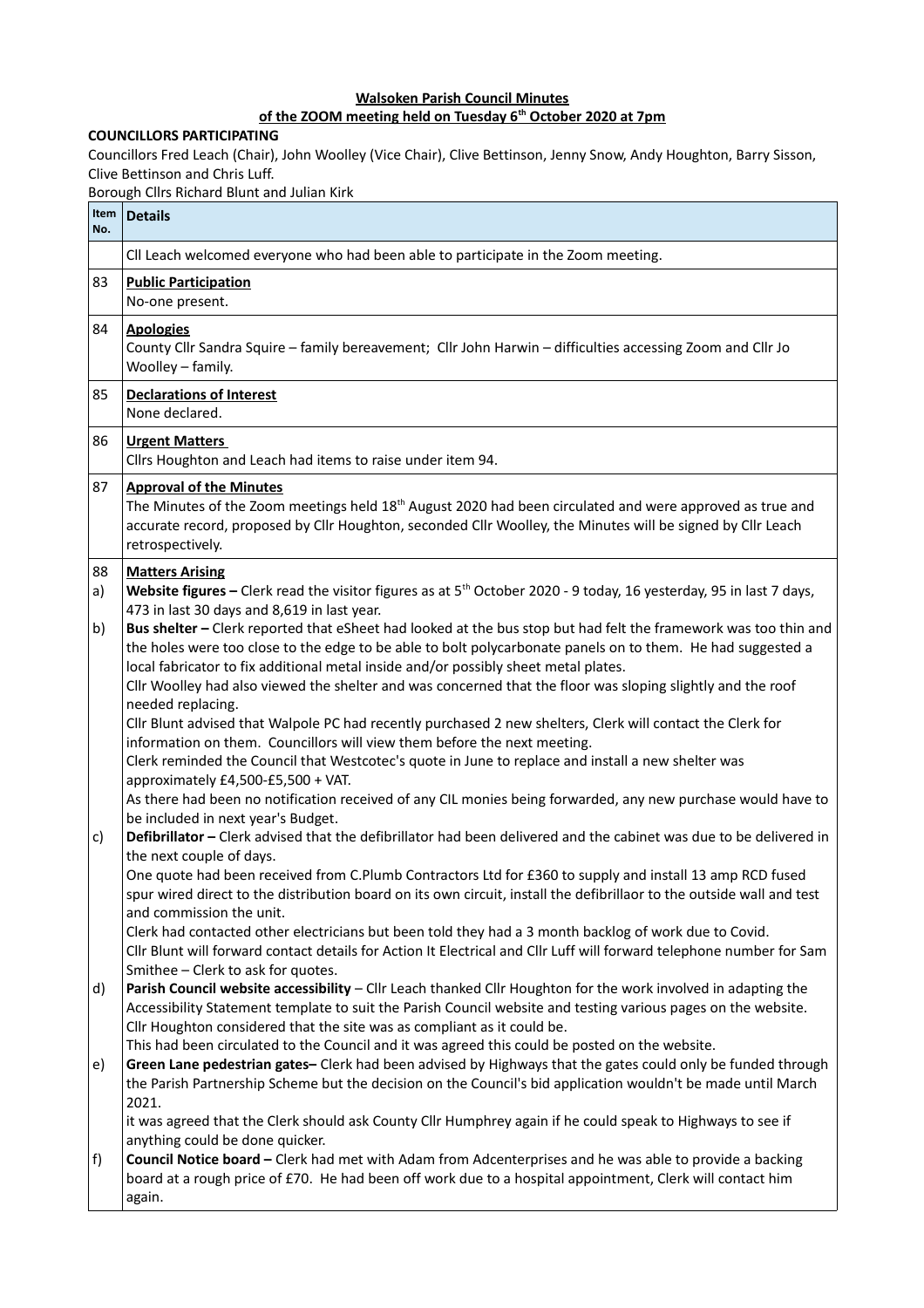**Walsoken Parish Council Minutes**

**of the ZOOM meeting held on Tuesday 6th October 2020 at 7pm**

**COUNCILLORS PARTICIPATING**

Councillors Fred Leach (Chair), John Woolley (Vice Chair), Clive Bettinson, Jenny Snow, Andy Houghton, Barry Sisson, Clive Bettinson and Chris Luff.

Borough Cllrs Richard Blunt and Julian Kirk

| Item No. | Details |
|---|---|
| | Cll Leach welcomed everyone who had been able to participate in the Zoom meeting. |
| 83 | **Public Participation**<br>No-one present. |
| 84 | **Apologies**<br>County Cllr Sandra Squire – family bereavement; Cllr John Harwin – difficulties accessing Zoom and Cllr Jo Woolley – family. |
| 85 | **Declarations of Interest**<br>None declared. |
| 86 | **Urgent Matters**<br>Cllrs Houghton and Leach had items to raise under item 94. |
| 87 | **Approval of the Minutes**<br>The Minutes of the Zoom meetings held 18th August 2020 had been circulated and were approved as true and accurate record, proposed by Cllr Houghton, seconded Cllr Woolley, the Minutes will be signed by Cllr Leach retrospectively. |
| 88<br>a)<br><br>b)<br><br><br><br><br><br><br><br><br><br><br>c)<br><br><br><br><br><br><br><br>d)<br><br><br><br>e)<br><br><br><br>f) | **Matters Arising**<br>**Website figures –** Clerk read the visitor figures as at 5th October 2020 - 9 today, 16 yesterday, 95 in last 7 days, 473 in last 30 days and 8,619 in last year.<br>**Bus shelter –** Clerk reported that eSheet had looked at the bus stop but had felt the framework was too thin and the holes were too close to the edge to be able to bolt polycarbonate panels on to them. He had suggested a local fabricator to fix additional metal inside and/or possibly sheet metal plates.<br>Cllr Woolley had also viewed the shelter and was concerned that the floor was sloping slightly and the roof needed replacing.<br>Cllr Blunt advised that Walpole PC had recently purchased 2 new shelters, Clerk will contact the Clerk for information on them. Councillors will view them before the next meeting.<br>Clerk reminded the Council that Westcotec's quote in June to replace and install a new shelter was approximately £4,500-£5,500 + VAT.<br>As there had been no notification received of any CIL monies being forwarded, any new purchase would have to be included in next year's Budget.<br>**Defibrillator –** Clerk advised that the defibrillator had been delivered and the cabinet was due to be delivered in the next couple of days.<br>One quote had been received from C.Plumb Contractors Ltd for £360 to supply and install 13 amp RCD fused spur wired direct to the distribution board on its own circuit, install the defibrillaor to the outside wall and test and commission the unit.<br>Clerk had contacted other electricians but been told they had a 3 month backlog of work due to Covid.<br>Cllr Blunt will forward contact details for Action It Electrical and Cllr Luff will forward telephone number for Sam Smithee – Clerk to ask for quotes.<br>**Parish Council website accessibility** – Cllr Leach thanked Cllr Houghton for the work involved in adapting the Accessibility Statement template to suit the Parish Council website and testing various pages on the website.<br>Cllr Houghton considered that the site was as compliant as it could be.<br>This had been circulated to the Council and it was agreed this could be posted on the website.<br>**Green Lane pedestrian gates–** Clerk had been advised by Highways that the gates could only be funded through the Parish Partnership Scheme but the decision on the Council's bid application wouldn't be made until March 2021.<br>it was agreed that the Clerk should ask County Cllr Humphrey again if he could speak to Highways to see if anything could be done quicker.<br>**Council Notice board –** Clerk had met with Adam from Adcenterprises and he was able to provide a backing board at a rough price of £70. He had been off work due to a hospital appointment, Clerk will contact him again. |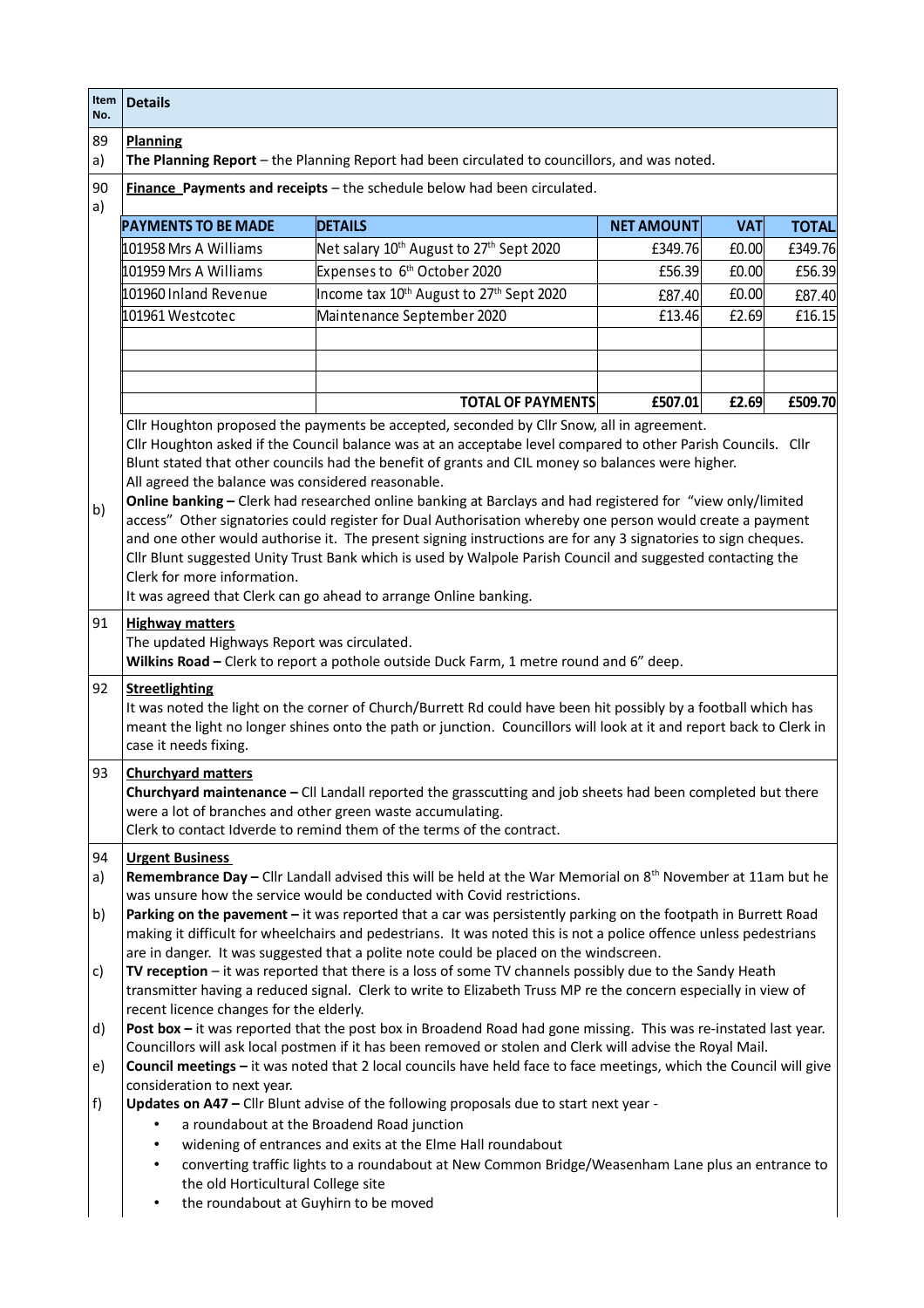| Item No. | Details |
|---|---|
| 89 a) | **Planning** **The Planning Report** – the Planning Report had been circulated to councillors, and was noted. |
| 90 a) | **Finance Payments and receipts** – the schedule below had been circulated. |

| PAYMENTS TO BE MADE | DETAILS | NET AMOUNT | VAT | TOTAL |
|---|---|---|---|---|
| 101958 Mrs A Williams | Net salary 10th August to 27th Sept 2020 | £349.76 | £0.00 | £349.76 |
| 101959 Mrs A Williams | Expenses to 6th October 2020 | £56.39 | £0.00 | £56.39 |
| 101960 Inland Revenue | Income tax 10th August to 27th Sept 2020 | £87.40 | £0.00 | £87.40 |
| 101961 Westcotec | Maintenance September 2020 | £13.46 | £2.69 | £16.15 |
| | | | | |
| | | | | |
| | | | | |
| | **TOTAL OF PAYMENTS** | **£507.01** | **£2.69** | **£509.70** |

Cllr Houghton proposed the payments be accepted, seconded by Cllr Snow, all in agreement.
Cllr Houghton asked if the Council balance was at an acceptabe level compared to other Parish Councils. Cllr Blunt stated that other councils had the benefit of grants and CIL money so balances were higher.
All agreed the balance was considered reasonable.

b) **Online banking –** Clerk had researched online banking at Barclays and had registered for "view only/limited access" Other signatories could register for Dual Authorisation whereby one person would create a payment and one other would authorise it. The present signing instructions are for any 3 signatories to sign cheques. Cllr Blunt suggested Unity Trust Bank which is used by Walpole Parish Council and suggested contacting the Clerk for more information.
It was agreed that Clerk can go ahead to arrange Online banking.

**91 Highway matters**
The updated Highways Report was circulated.
**Wilkins Road –** Clerk to report a pothole outside Duck Farm, 1 metre round and 6" deep.

**92 Streetlighting**
It was noted the light on the corner of Church/Burrett Rd could have been hit possibly by a football which has meant the light no longer shines onto the path or junction. Councillors will look at it and report back to Clerk in case it needs fixing.

**93 Churchyard matters**
**Churchyard maintenance –** Cll Landall reported the grasscutting and job sheets had been completed but there were a lot of branches and other green waste accumulating.
Clerk to contact Idverde to remind them of the terms of the contract.

**94 Urgent Business**

a) **Remembrance Day –** Cllr Landall advised this will be held at the War Memorial on 8th November at 11am but he was unsure how the service would be conducted with Covid restrictions.

b) **Parking on the pavement –** it was reported that a car was persistently parking on the footpath in Burrett Road making it difficult for wheelchairs and pedestrians. It was noted this is not a police offence unless pedestrians are in danger. It was suggested that a polite note could be placed on the windscreen.

c) **TV reception** – it was reported that there is a loss of some TV channels possibly due to the Sandy Heath transmitter having a reduced signal. Clerk to write to Elizabeth Truss MP re the concern especially in view of recent licence changes for the elderly.

d) **Post box –** it was reported that the post box in Broadend Road had gone missing. This was re-instated last year. Councillors will ask local postmen if it has been removed or stolen and Clerk will advise the Royal Mail.

e) **Council meetings –** it was noted that 2 local councils have held face to face meetings, which the Council will give consideration to next year.

f) **Updates on A47 –** Cllr Blunt advise of the following proposals due to start next year -

- a roundabout at the Broadend Road junction
- widening of entrances and exits at the Elme Hall roundabout
- converting traffic lights to a roundabout at New Common Bridge/Weasenham Lane plus an entrance to the old Horticultural College site
- the roundabout at Guyhirn to be moved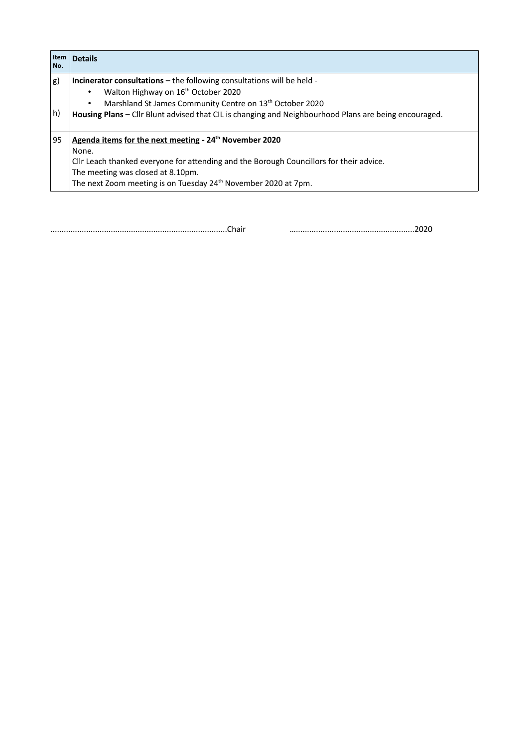| Item No. | Details |
|---|---|
| g) | **Incinerator consultations –** the following consultations will be held - <br>• Walton Highway on 16th October 2020 <br>• Marshland St James Community Centre on 13th October 2020 |
| h) | **Housing Plans –** Cllr Blunt advised that CIL is changing and Neighbourhood Plans are being encouraged. |
| 95 | **<u>Agenda items</u> <u>for the next meeting</u> - 24th November 2020** <br>None. <br>Cllr Leach thanked everyone for attending and the Borough Councillors for their advice. <br>The meeting was closed at 8.10pm. <br>The next Zoom meeting is on Tuesday 24th November 2020 at 7pm. |

..............................................................................Chair ........................................................2020